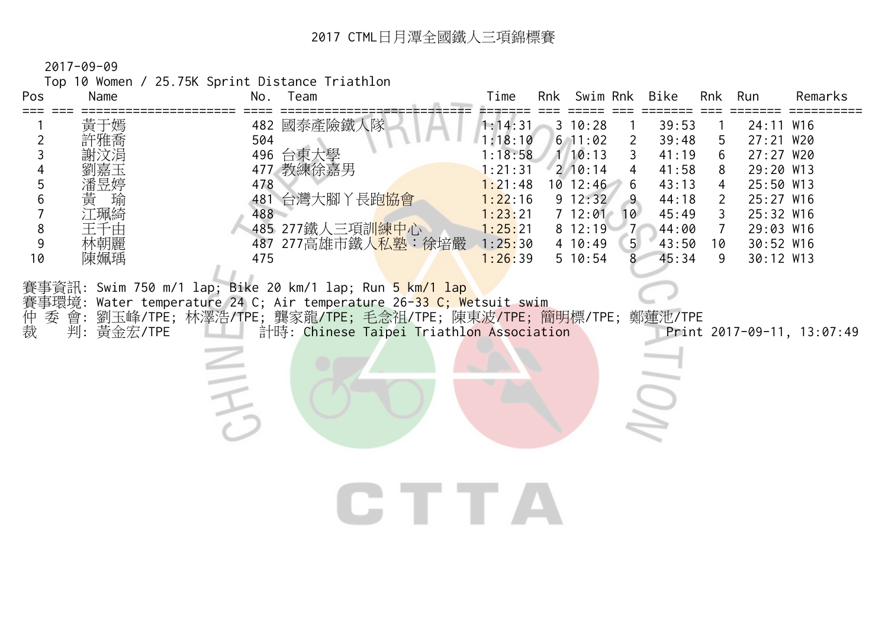# 2017 CTML日月潭全國鐵人三項錦標賽

2017-09-09

Top 10 Women / 25.75K Sprint Distance Triathlon

| Pos | Name | No. | Team | Time | Rnk | Swim | Rnk | Bike | Rnk | Run | Remarks |
|---|---|---|---|---|---|---|---|---|---|---|---|
| 1 | 黃于嫣 | 482 | 國泰產險鐵人隊 | 1:14:31 | 3 | 10:28 | 1 | 39:53 | 1 | 24:11 | W16 |
| 2 | 許雅喬 | 504 | | 1:18:10 | 6 | 11:02 | 2 | 39:48 | 5 | 27:21 | W20 |
| 3 | 謝汶涓 | 496 | 台東大學 | 1:18:58 | 1 | 10:13 | 3 | 41:19 | 6 | 27:27 | W20 |
| 4 | 劉嘉玉 | 477 | 教練徐嘉男 | 1:21:31 | 2 | 10:14 | 4 | 41:58 | 8 | 29:20 | W13 |
| 5 | 潘昱婷 | 478 | | 1:21:48 | 10 | 12:46 | 6 | 43:13 | 4 | 25:50 | W13 |
| 6 | 黃　瑜 | 481 | 台灣大腳丫長跑協會 | 1:22:16 | 9 | 12:32 | 9 | 44:18 | 2 | 25:27 | W16 |
| 7 | 江珮綺 | 488 | | 1:23:21 | 7 | 12:01 | 10 | 45:49 | 3 | 25:32 | W16 |
| 8 | 王千由 | 485 | 277鐵人三項訓練中心 | 1:25:21 | 8 | 12:19 | 7 | 44:00 | 7 | 29:03 | W16 |
| 9 | 林朝麗 | 487 | 277高雄市鐵人私塾：徐培嚴 | 1:25:30 | 4 | 10:49 | 5 | 43:50 | 10 | 30:52 | W16 |
| 10 | 陳姵瑀 | 475 | | 1:26:39 | 5 | 10:54 | 8 | 45:34 | 9 | 30:12 | W13 |

賽事資訊: Swim 750 m/1 lap; Bike 20 km/1 lap; Run 5 km/1 lap

賽事環境: Water temperature 24 C; Air temperature 26-33 C; Wetsuit swim

仲 委 會: 劉玉峰/TPE; 林澤浩/TPE; 龔家龍/TPE; 毛念祖/TPE; 陳東波/TPE; 簡明標/TPE; 鄭蓮池/TPE

裁　　判: 黃金宏/TPE　　計時: Chinese Taipei Triathlon Association　　Print 2017-09-11, 13:07:49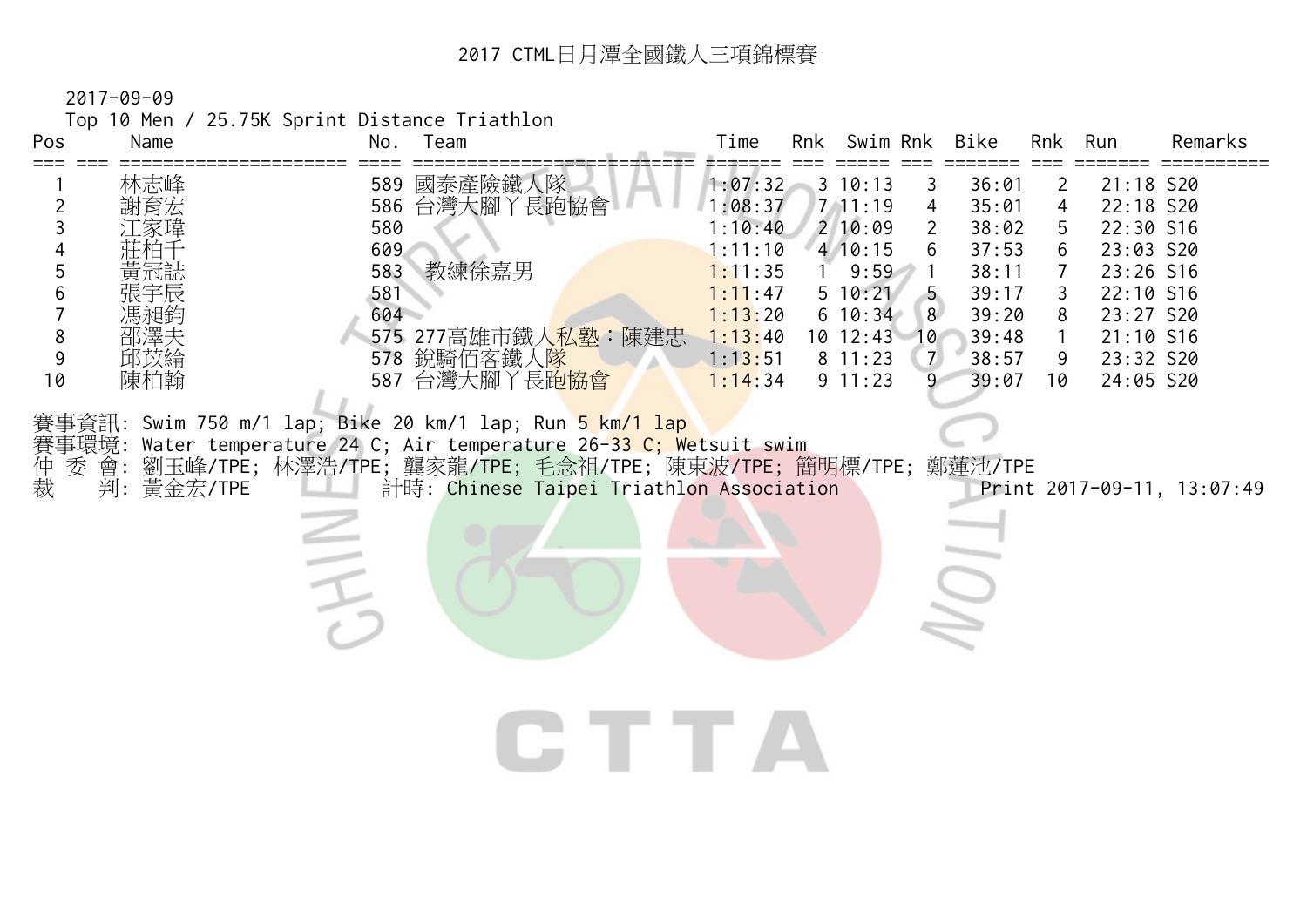# 2017 CTML日月潭全國鐵人三項錦標賽

2017-09-09

Top 10 Men / 25.75K Sprint Distance Triathlon

| Pos | | Name | No. | Team | Time | Rnk | Swim | Rnk | Bike | Rnk | Run | Remarks |
|---|---|---|---|---|---|---|---|---|---|---|---|---|
| 1 | | 林志峰 | 589 | 國泰產險鐵人隊 | 1:07:32 | 3 | 10:13 | 3 | 36:01 | 2 | 21:18 | S20 |
| 2 | | 謝育宏 | 586 | 台灣大腳丫長跑協會 | 1:08:37 | 7 | 11:19 | 4 | 35:01 | 4 | 22:18 | S20 |
| 3 | | 江家瑋 | 580 | | 1:10:40 | 2 | 10:09 | 2 | 38:02 | 5 | 22:30 | S16 |
| 4 | | 莊柏千 | 609 | | 1:11:10 | 4 | 10:15 | 6 | 37:53 | 6 | 23:03 | S20 |
| 5 | | 黃冠誌 | 583 | 教練徐嘉男 | 1:11:35 | 1 | 9:59 | 1 | 38:11 | 7 | 23:26 | S16 |
| 6 | | 張宇辰 | 581 | | 1:11:47 | 5 | 10:21 | 5 | 39:17 | 3 | 22:10 | S16 |
| 7 | | 馮昶鈞 | 604 | | 1:13:20 | 6 | 10:34 | 8 | 39:20 | 8 | 23:27 | S20 |
| 8 | | 邵澤夫 | 575 | 277高雄市鐵人私塾：陳建忠 | 1:13:40 | 10 | 12:43 | 10 | 39:48 | 1 | 21:10 | S16 |
| 9 | | 邱苡綸 | 578 | 銳騎佰客鐵人隊 | 1:13:51 | 8 | 11:23 | 7 | 38:57 | 9 | 23:32 | S20 |
| 10 | | 陳柏翰 | 587 | 台灣大腳丫長跑協會 | 1:14:34 | 9 | 11:23 | 9 | 39:07 | 10 | 24:05 | S20 |

賽事資訊: Swim 750 m/1 lap; Bike 20 km/1 lap; Run 5 km/1 lap
賽事環境: Water temperature 24 C; Air temperature 26-33 C; Wetsuit swim
仲 委 會: 劉玉峰/TPE; 林澤浩/TPE; 龔家龍/TPE; 毛念祖/TPE; 陳東波/TPE; 簡明標/TPE; 鄭蓮池/TPE
裁　　判: 黃金宏/TPE　　計時: Chinese Taipei Triathlon Association　　Print 2017-09-11, 13:07:49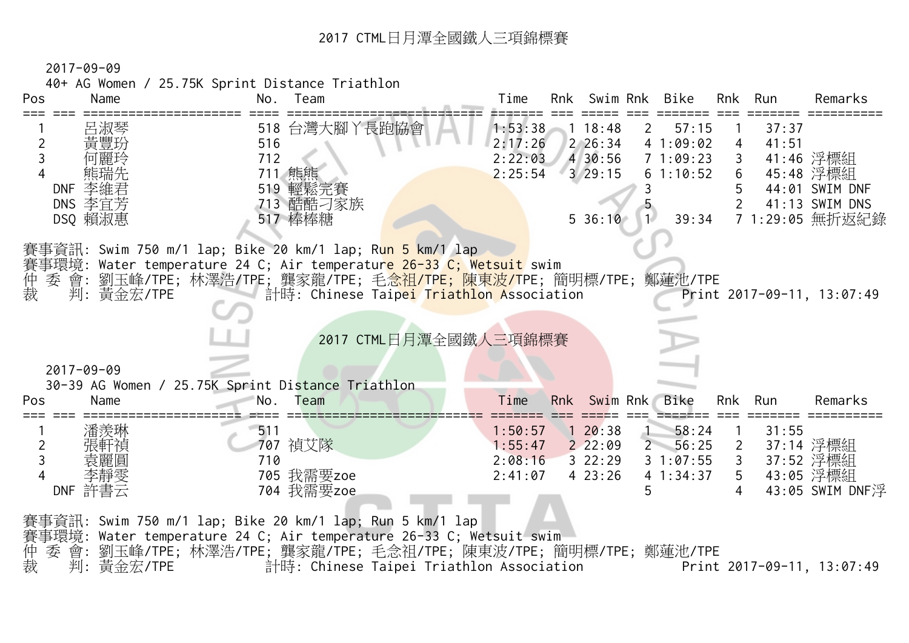# 2017 CTML日月潭全國鐵人三項錦標賽

2017-09-09

40+ AG Women / 25.75K Sprint Distance Triathlon

| Pos | | Name | No. | Team | Time | Rnk | Swim | Rnk | Bike | Rnk | Run | Remarks |
|---|---|---|---|---|---|---|---|---|---|---|---|---|
| 1 | | 呂淑琴 | 518 | 台灣大腳丫長跑協會 | 1:53:38 | 1 | 18:48 | 2 | 57:15 | 1 | 37:37 | |
| 2 | | 黃豐玢 | 516 | | 2:17:26 | 2 | 26:34 | 4 | 1:09:02 | 4 | 41:51 | |
| 3 | | 何麗玲 | 712 | | 2:22:03 | 4 | 30:56 | 7 | 1:09:23 | 3 | 41:46 | 浮標組 |
| 4 | | 熊瑞先 | 711 | 熊熊 | 2:25:54 | 3 | 29:15 | 6 | 1:10:52 | 6 | 45:48 | 浮標組 |
| | DNF | 李維君 | 519 | 輕鬆完賽 | | | | 3 | | 5 | 44:01 | SWIM DNF |
| | DNS | 李宜芳 | 713 | 酷酷刁家族 | | | | 5 | | 2 | 41:13 | SWIM DNS |
| | DSQ | 賴淑惠 | 517 | 棒棒糖 | | 5 | 36:10 | 1 | 39:34 | 7 | 1:29:05 | 無折返紀錄 |

賽事資訊: Swim 750 m/1 lap; Bike 20 km/1 lap; Run 5 km/1 lap
賽事環境: Water temperature 24 C; Air temperature 26-33 C; Wetsuit swim
仲 委 會: 劉玉峰/TPE; 林澤浩/TPE; 龔家龍/TPE; 毛念祖/TPE; 陳東波/TPE; 簡明標/TPE; 鄭蓮池/TPE
裁 判: 黃金宏/TPE 計時: Chinese Taipei Triathlon Association Print 2017-09-11, 13:07:49

# 2017 CTML日月潭全國鐵人三項錦標賽

2017-09-09

30-39 AG Women / 25.75K Sprint Distance Triathlon

| Pos | | Name | No. | Team | Time | Rnk | Swim | Rnk | Bike | Rnk | Run | Remarks |
|---|---|---|---|---|---|---|---|---|---|---|---|---|
| 1 | | 潘羡琳 | 511 | | 1:50:57 | 1 | 20:38 | 1 | 58:24 | 1 | 31:55 | |
| 2 | | 張軒禎 | 707 | 禎艾隊 | 1:55:47 | 2 | 22:09 | 2 | 56:25 | 2 | 37:14 | 浮標組 |
| 3 | | 袁麗圓 | 710 | | 2:08:16 | 3 | 22:29 | 3 | 1:07:55 | 3 | 37:52 | 浮標組 |
| 4 | | 李靜雯 | 705 | 我需要zoe | 2:41:07 | 4 | 23:26 | 4 | 1:34:37 | 5 | 43:05 | 浮標組 |
| | DNF | 許書云 | 704 | 我需要zoe | | | | 5 | | 4 | 43:05 | SWIM DNF浮 |

賽事資訊: Swim 750 m/1 lap; Bike 20 km/1 lap; Run 5 km/1 lap
賽事環境: Water temperature 24 C; Air temperature 26-33 C; Wetsuit swim
仲 委 會: 劉玉峰/TPE; 林澤浩/TPE; 龔家龍/TPE; 毛念祖/TPE; 陳東波/TPE; 簡明標/TPE; 鄭蓮池/TPE
裁 判: 黃金宏/TPE 計時: Chinese Taipei Triathlon Association Print 2017-09-11, 13:07:49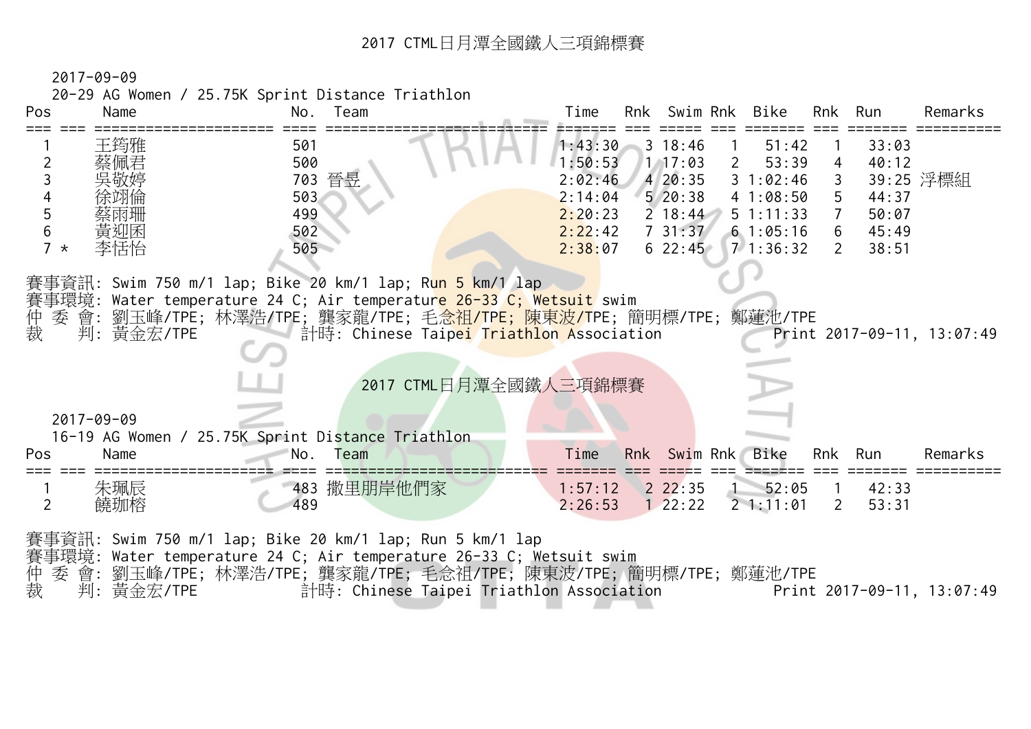# 2017 CTML日月潭全國鐵人三項錦標賽

2017-09-09

20-29 AG Women / 25.75K Sprint Distance Triathlon

| Pos | | Name | No. | Team | Time | Rnk | Swim | Rnk | Bike | Rnk | Run | Remarks |
|---|---|---|---|---|---|---|---|---|---|---|---|---|
| 1 | | 王筠雅 | 501 | | 1:43:30 | 3 | 18:46 | 1 | 51:42 | 1 | 33:03 | |
| 2 | | 蔡佩君 | 500 | | 1:50:53 | 1 | 17:03 | 2 | 53:39 | 4 | 40:12 | |
| 3 | | 吳敬婷 | 703 | 晉昱 | 2:02:46 | 4 | 20:35 | 3 | 1:02:46 | 3 | 39:25 | 浮標組 |
| 4 | | 徐翊倫 | 503 | | 2:14:04 | 5 | 20:38 | 4 | 1:08:50 | 5 | 44:37 | |
| 5 | | 蔡雨珊 | 499 | | 2:20:23 | 2 | 18:44 | 5 | 1:11:33 | 7 | 50:07 | |
| 6 | | 黃迎困 | 502 | | 2:22:42 | 7 | 31:37 | 6 | 1:05:16 | 6 | 45:49 | |
| 7 | * | 李恬怡 | 505 | | 2:38:07 | 6 | 22:45 | 7 | 1:36:32 | 2 | 38:51 | |

賽事資訊: Swim 750 m/1 lap; Bike 20 km/1 lap; Run 5 km/1 lap
賽事環境: Water temperature 24 C; Air temperature 26-33 C; Wetsuit swim
仲 委 會: 劉玉峰/TPE; 林澤浩/TPE; 龔家龍/TPE; 毛念祖/TPE; 陳東波/TPE; 簡明標/TPE; 鄭蓮池/TPE
裁　　判: 黃金宏/TPE　　計時: Chinese Taipei Triathlon Association　　Print 2017-09-11, 13:07:49

# 2017 CTML日月潭全國鐵人三項錦標賽

2017-09-09

16-19 AG Women / 25.75K Sprint Distance Triathlon

| Pos | | Name | No. | Team | Time | Rnk | Swim | Rnk | Bike | Rnk | Run | Remarks |
|---|---|---|---|---|---|---|---|---|---|---|---|---|
| 1 | | 朱珮辰 | 483 | 撒里朋岸他們家 | 1:57:12 | 2 | 22:35 | 1 | 52:05 | 1 | 42:33 | |
| 2 | | 饒珈榕 | 489 | | 2:26:53 | 1 | 22:22 | 2 | 1:11:01 | 2 | 53:31 | |

賽事資訊: Swim 750 m/1 lap; Bike 20 km/1 lap; Run 5 km/1 lap
賽事環境: Water temperature 24 C; Air temperature 26-33 C; Wetsuit swim
仲 委 會: 劉玉峰/TPE; 林澤浩/TPE; 龔家龍/TPE; 毛念祖/TPE; 陳東波/TPE; 簡明標/TPE; 鄭蓮池/TPE
裁　　判: 黃金宏/TPE　　計時: Chinese Taipei Triathlon Association　　Print 2017-09-11, 13:07:49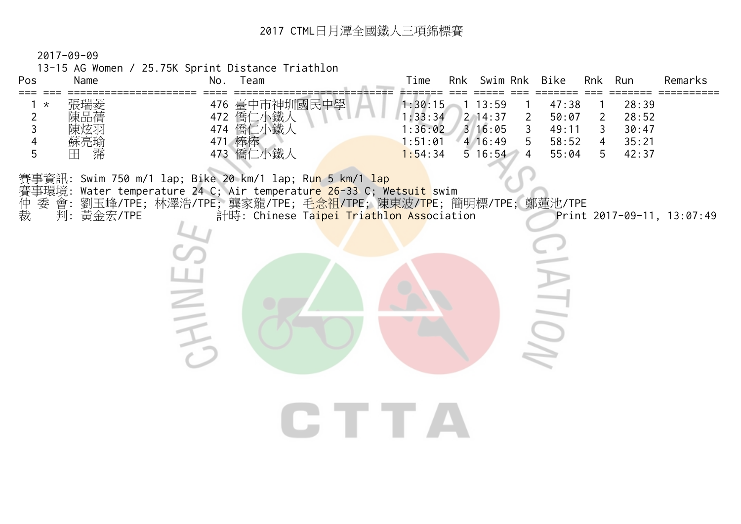# 2017 CTML日月潭全國鐵人三項錦標賽

2017-09-09

13-15 AG Women / 25.75K Sprint Distance Triathlon

| Pos | | Name | No. | Team | Time | Rnk | Swim | Rnk | Bike | Rnk | Run | Remarks |
|---|---|---|---|---|---|---|---|---|---|---|---|---|
| 1 | * | 張瑞菱 | 476 | 臺中市神圳國民中學 | 1:30:15 | 1 | 13:59 | 1 | 47:38 | 1 | 28:39 | |
| 2 | | 陳品蒨 | 472 | 僑仁小鐵人 | 1:33:34 | 2 | 14:37 | 2 | 50:07 | 2 | 28:52 | |
| 3 | | 陳炫羽 | 474 | 僑仁小鐵人 | 1:36:02 | 3 | 16:05 | 3 | 49:11 | 3 | 30:47 | |
| 4 | | 蘇亮瑜 | 471 | 棒棒 | 1:51:01 | 4 | 16:49 | 5 | 58:52 | 4 | 35:21 | |
| 5 | | 田　霈 | 473 | 僑仁小鐵人 | 1:54:34 | 5 | 16:54 | 4 | 55:04 | 5 | 42:37 | |

賽事資訊: Swim 750 m/1 lap; Bike 20 km/1 lap; Run 5 km/1 lap

賽事環境: Water temperature 24 C; Air temperature 26-33 C; Wetsuit swim

仲 委 會: 劉玉峰/TPE; 林澤浩/TPE; 龔家龍/TPE; 毛念祖/TPE; 陳東波/TPE; 簡明標/TPE; 鄭蓮池/TPE

裁　　判: 黃金宏/TPE　　計時: Chinese Taipei Triathlon Association　　Print 2017-09-11, 13:07:49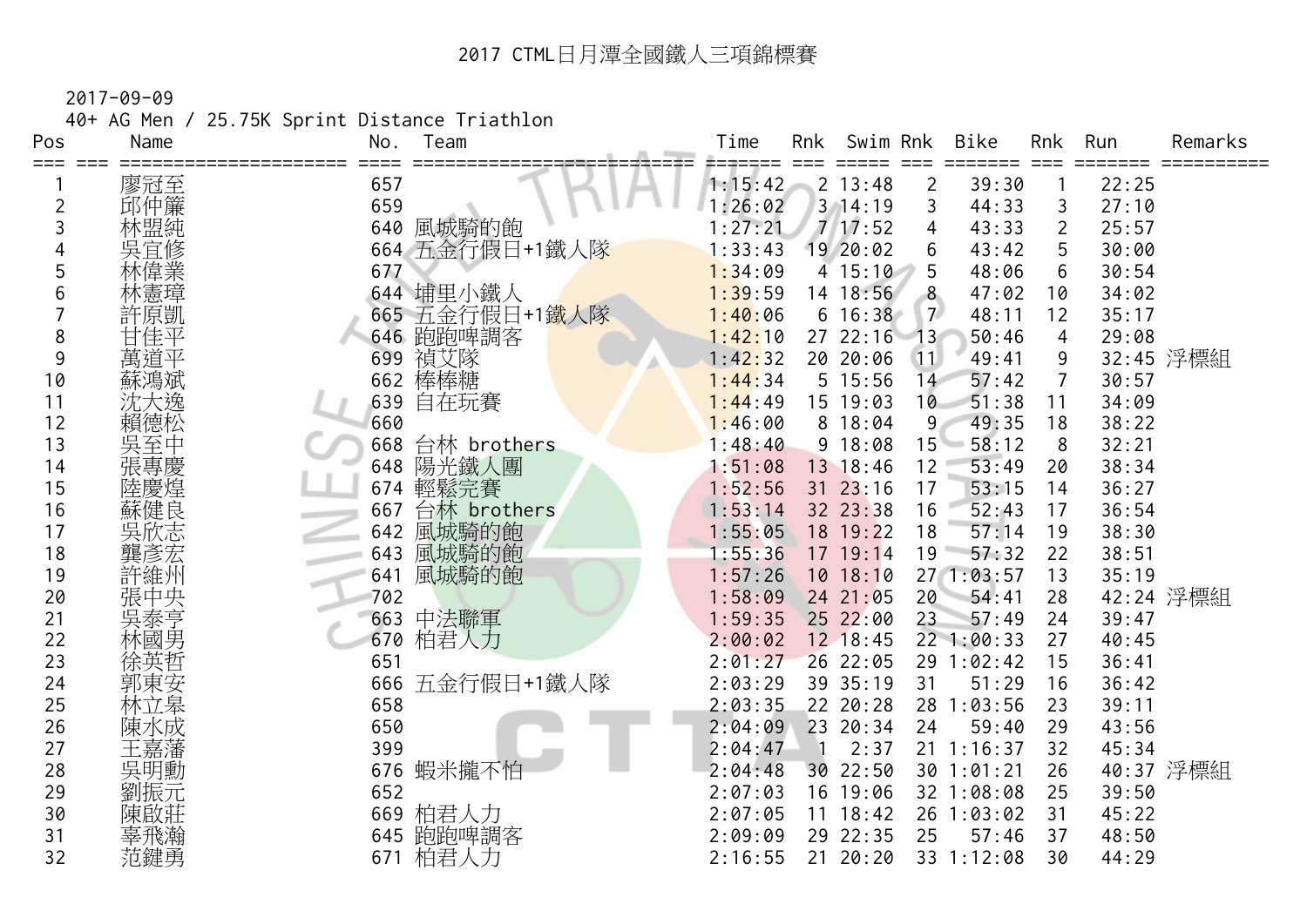# 2017 CTML日月潭全國鐵人三項錦標賽

2017-09-09

40+ AG Men / 25.75K Sprint Distance Triathlon

| Pos | | Name | No. | Team | Time | Rnk | Swim | Rnk | Bike | Rnk | Run | Remarks |
|---|---|---|---|---|---|---|---|---|---|---|---|---|
| 1 | | 廖冠至 | 657 | | 1:15:42 | 2 | 13:48 | 2 | 39:30 | 1 | 22:25 | |
| 2 | | 邱仲簾 | 659 | | 1:26:02 | 3 | 14:19 | 3 | 44:33 | 3 | 27:10 | |
| 3 | | 林盟純 | 640 | 風城騎的飽 | 1:27:21 | 7 | 17:52 | 4 | 43:33 | 2 | 25:57 | |
| 4 | | 吳宜修 | 664 | 五金行假日+1鐵人隊 | 1:33:43 | 19 | 20:02 | 6 | 43:42 | 5 | 30:00 | |
| 5 | | 林偉業 | 677 | | 1:34:09 | 4 | 15:10 | 5 | 48:06 | 6 | 30:54 | |
| 6 | | 林憲璋 | 644 | 埔里小鐵人 | 1:39:59 | 14 | 18:56 | 8 | 47:02 | 10 | 34:02 | |
| 7 | | 許原凱 | 665 | 五金行假日+1鐵人隊 | 1:40:06 | 6 | 16:38 | 7 | 48:11 | 12 | 35:17 | |
| 8 | | 甘佳平 | 646 | 跑跑啤調客 | 1:42:10 | 27 | 22:16 | 13 | 50:46 | 4 | 29:08 | |
| 9 | | 萬道平 | 699 | 禎艾隊 | 1:42:32 | 20 | 20:06 | 11 | 49:41 | 9 | 32:45 | 浮標組 |
| 10 | | 蘇鴻斌 | 662 | 棒棒糖 | 1:44:34 | 5 | 15:56 | 14 | 57:42 | 7 | 30:57 | |
| 11 | | 沈大逸 | 639 | 自在玩賽 | 1:44:49 | 15 | 19:03 | 10 | 51:38 | 11 | 34:09 | |
| 12 | | 賴德松 | 660 | | 1:46:00 | 8 | 18:04 | 9 | 49:35 | 18 | 38:22 | |
| 13 | | 吳至中 | 668 | 台林 brothers | 1:48:40 | 9 | 18:08 | 15 | 58:12 | 8 | 32:21 | |
| 14 | | 張專慶 | 648 | 陽光鐵人團 | 1:51:08 | 13 | 18:46 | 12 | 53:49 | 20 | 38:34 | |
| 15 | | 陸慶煌 | 674 | 輕鬆完賽 | 1:52:56 | 31 | 23:16 | 17 | 53:15 | 14 | 36:27 | |
| 16 | | 蘇健良 | 667 | 台林 brothers | 1:53:14 | 32 | 23:38 | 16 | 52:43 | 17 | 36:54 | |
| 17 | | 吳欣志 | 642 | 風城騎的飽 | 1:55:05 | 18 | 19:22 | 18 | 57:14 | 19 | 38:30 | |
| 18 | | 龔彥宏 | 643 | 風城騎的飽 | 1:55:36 | 17 | 19:14 | 19 | 57:32 | 22 | 38:51 | |
| 19 | | 許維州 | 641 | 風城騎的飽 | 1:57:26 | 10 | 18:10 | 27 | 1:03:57 | 13 | 35:19 | |
| 20 | | 張中央 | 702 | | 1:58:09 | 24 | 21:05 | 20 | 54:41 | 28 | 42:24 | 浮標組 |
| 21 | | 吳泰亨 | 663 | 中法聯軍 | 1:59:35 | 25 | 22:00 | 23 | 57:49 | 24 | 39:47 | |
| 22 | | 林國男 | 670 | 柏君人力 | 2:00:02 | 12 | 18:45 | 22 | 1:00:33 | 27 | 40:45 | |
| 23 | | 徐英哲 | 651 | | 2:01:27 | 26 | 22:05 | 29 | 1:02:42 | 15 | 36:41 | |
| 24 | | 郭東安 | 666 | 五金行假日+1鐵人隊 | 2:03:29 | 39 | 35:19 | 31 | 51:29 | 16 | 36:42 | |
| 25 | | 林立皋 | 658 | | 2:03:35 | 22 | 20:28 | 28 | 1:03:56 | 23 | 39:11 | |
| 26 | | 陳水成 | 650 | | 2:04:09 | 23 | 20:34 | 24 | 59:40 | 29 | 43:56 | |
| 27 | | 王嘉藩 | 399 | | 2:04:47 | 1 | 2:37 | 21 | 1:16:37 | 32 | 45:34 | |
| 28 | | 吳明勳 | 676 | 蝦米攏不怕 | 2:04:48 | 30 | 22:50 | 30 | 1:01:21 | 26 | 40:37 | 浮標組 |
| 29 | | 劉振元 | 652 | | 2:07:03 | 16 | 19:06 | 32 | 1:08:08 | 25 | 39:50 | |
| 30 | | 陳啟莊 | 669 | 柏君人力 | 2:07:05 | 11 | 18:42 | 26 | 1:03:02 | 31 | 45:22 | |
| 31 | | 辜飛瀚 | 645 | 跑跑啤調客 | 2:09:09 | 29 | 22:35 | 25 | 57:46 | 37 | 48:50 | |
| 32 | | 范鏈勇 | 671 | 柏君人力 | 2:16:55 | 21 | 20:20 | 33 | 1:12:08 | 30 | 44:29 | |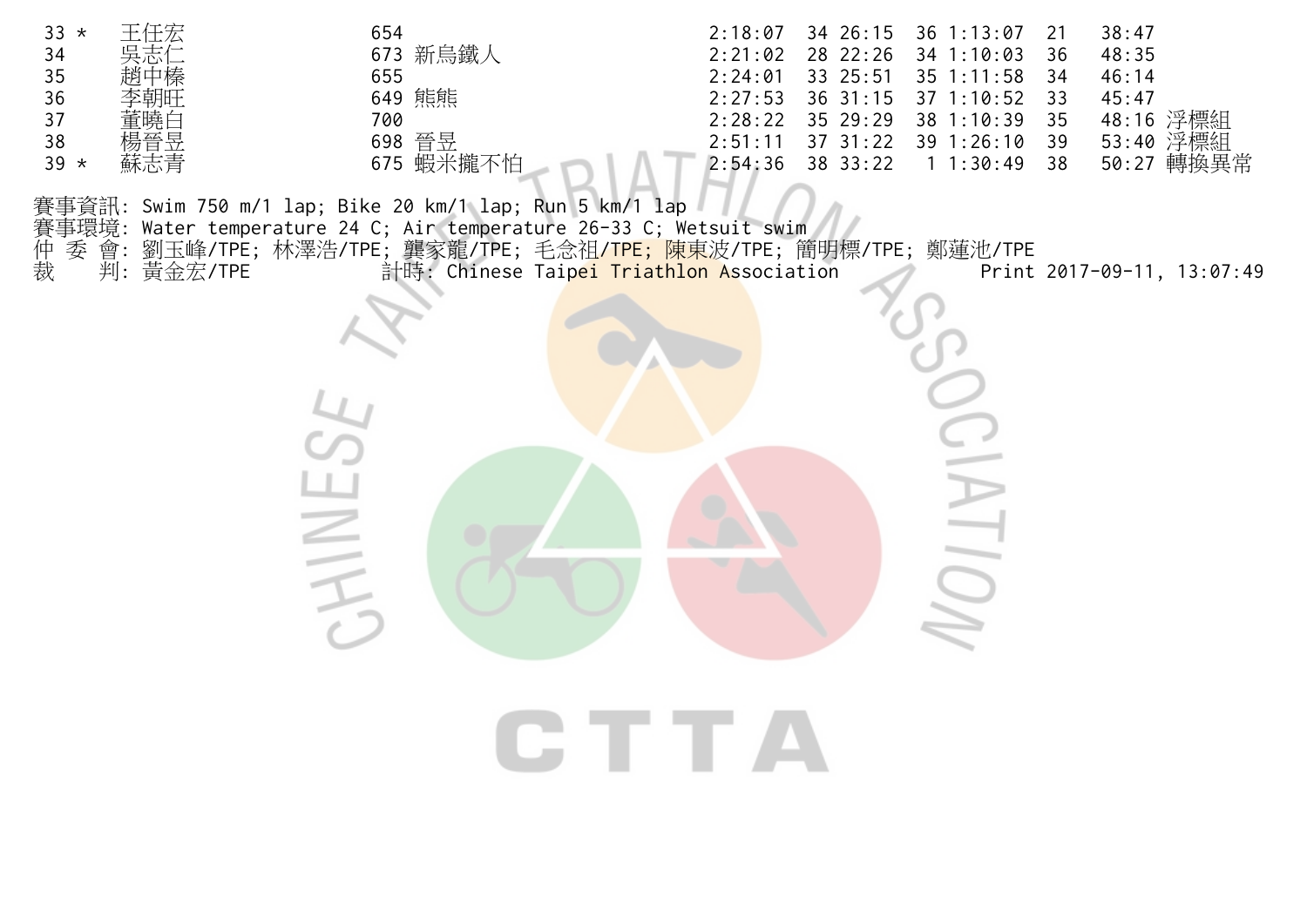| | | | | | | | | | | |
|---|---|---|---|---|---|---|---|---|---|---|
| 33 * | 王任宏 | 654 | | 2:18:07 | 34 | 26:15 | 36 | 1:13:07 | 21 | 38:47 |
| 34 | 吳志仁 | 673 | 新烏鐵人 | 2:21:02 | 28 | 22:26 | 34 | 1:10:03 | 36 | 48:35 |
| 35 | 趙中榛 | 655 | | 2:24:01 | 33 | 25:51 | 35 | 1:11:58 | 34 | 46:14 |
| 36 | 李朝旺 | 649 | 熊熊 | 2:27:53 | 36 | 31:15 | 37 | 1:10:52 | 33 | 45:47 |
| 37 | 董曉白 | 700 | | 2:28:22 | 35 | 29:29 | 38 | 1:10:39 | 35 | 48:16 浮標組 |
| 38 | 楊晉昱 | 698 | 晉昱 | 2:51:11 | 37 | 31:22 | 39 | 1:26:10 | 39 | 53:40 浮標組 |
| 39 * | 蘇志青 | 675 | 蝦米攏不怕 | 2:54:36 | 38 | 33:22 | 1 | 1:30:49 | 38 | 50:27 轉換異常 |

賽事資訊: Swim 750 m/1 lap; Bike 20 km/1 lap; Run 5 km/1 lap
賽事環境: Water temperature 24 C; Air temperature 26-33 C; Wetsuit swim
仲 委 會: 劉玉峰/TPE; 林澤浩/TPE; 龔家龍/TPE; 毛念祖/TPE; 陳東波/TPE; 簡明標/TPE; 鄭蓮池/TPE
裁　　判: 黃金宏/TPE　　計時: Chinese Taipei Triathlon Association　　Print 2017-09-11, 13:07:49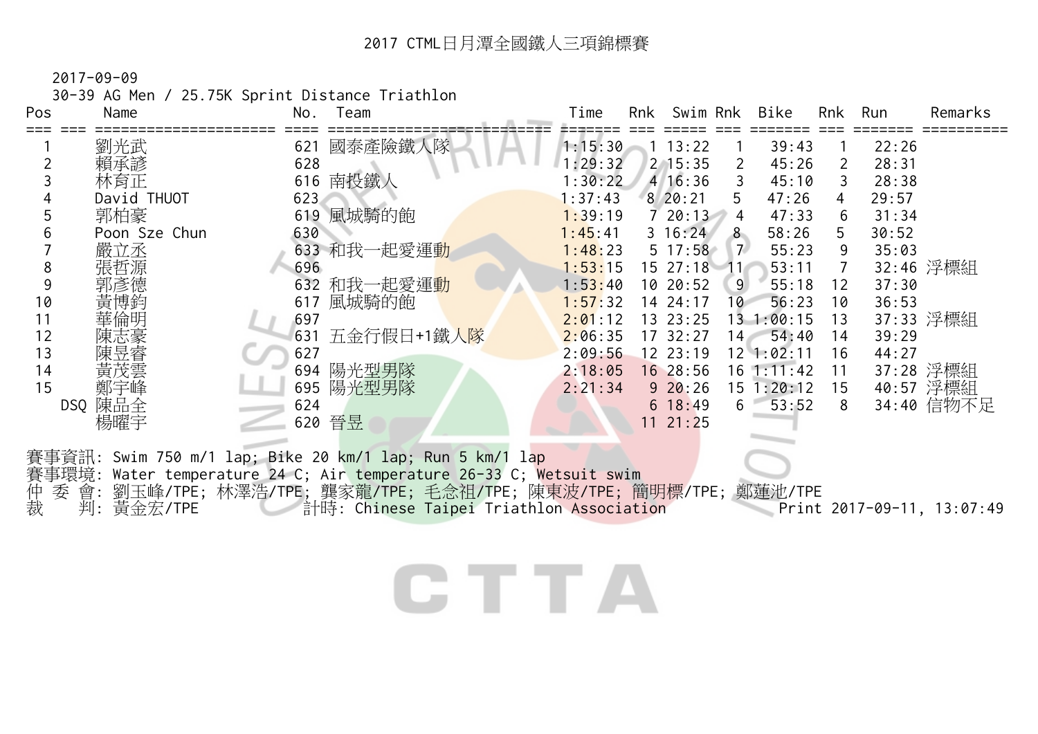# 2017 CTML日月潭全國鐵人三項錦標賽

2017-09-09

30-39 AG Men / 25.75K Sprint Distance Triathlon

| Pos | | Name | No. | Team | Time | Rnk | Swim | Rnk | Bike | Rnk | Run | Remarks |
|---|---|---|---|---|---|---|---|---|---|---|---|---|
| 1 | | 劉光武 | 621 | 國泰產險鐵人隊 | 1:15:30 | 1 | 13:22 | 1 | 39:43 | 1 | 22:26 | |
| 2 | | 賴承諺 | 628 | | 1:29:32 | 2 | 15:35 | 2 | 45:26 | 2 | 28:31 | |
| 3 | | 林育正 | 616 | 南投鐵人 | 1:30:22 | 4 | 16:36 | 3 | 45:10 | 3 | 28:38 | |
| 4 | | David THUOT | 623 | | 1:37:43 | 8 | 20:21 | 5 | 47:26 | 4 | 29:57 | |
| 5 | | 郭柏豪 | 619 | 風城騎的飽 | 1:39:19 | 7 | 20:13 | 4 | 47:33 | 6 | 31:34 | |
| 6 | | Poon Sze Chun | 630 | | 1:45:41 | 3 | 16:24 | 8 | 58:26 | 5 | 30:52 | |
| 7 | | 嚴立丞 | 633 | 和我一起愛運動 | 1:48:23 | 5 | 17:58 | 7 | 55:23 | 9 | 35:03 | |
| 8 | | 張哲源 | 696 | | 1:53:15 | 15 | 27:18 | 11 | 53:11 | 7 | 32:46 | 浮標組 |
| 9 | | 郭彥德 | 632 | 和我一起愛運動 | 1:53:40 | 10 | 20:52 | 9 | 55:18 | 12 | 37:30 | |
| 10 | | 黃博鈞 | 617 | 風城騎的飽 | 1:57:32 | 14 | 24:17 | 10 | 56:23 | 10 | 36:53 | |
| 11 | | 華倫明 | 697 | | 2:01:12 | 13 | 23:25 | 13 | 1:00:15 | 13 | 37:33 | 浮標組 |
| 12 | | 陳志豪 | 631 | 五金行假日+1鐵人隊 | 2:06:35 | 17 | 32:27 | 14 | 54:40 | 14 | 39:29 | |
| 13 | | 陳昱睿 | 627 | | 2:09:56 | 12 | 23:19 | 12 | 1:02:11 | 16 | 44:27 | |
| 14 | | 黃茂雲 | 694 | 陽光型男隊 | 2:18:05 | 16 | 28:56 | 16 | 1:11:42 | 11 | 37:28 | 浮標組 |
| 15 | | 鄭宇峰 | 695 | 陽光型男隊 | 2:21:34 | 9 | 20:26 | 15 | 1:20:12 | 15 | 40:57 | 浮標組 |
| | DSQ | 陳品全 | 624 | | | 6 | 18:49 | 6 | 53:52 | 8 | 34:40 | 信物不足 |
| | | 楊曜宇 | 620 | 晉昱 | | 11 | 21:25 | | | | | |

賽事資訊: Swim 750 m/1 lap; Bike 20 km/1 lap; Run 5 km/1 lap

賽事環境: Water temperature 24 C; Air temperature 26-33 C; Wetsuit swim

仲 委 會: 劉玉峰/TPE; 林澤浩/TPE; 龔家龍/TPE; 毛念祖/TPE; 陳東波/TPE; 簡明標/TPE; 鄭蓮池/TPE

裁　　判: 黃金宏/TPE　　　計時: Chinese Taipei Triathlon Association　　　Print 2017-09-11, 13:07:49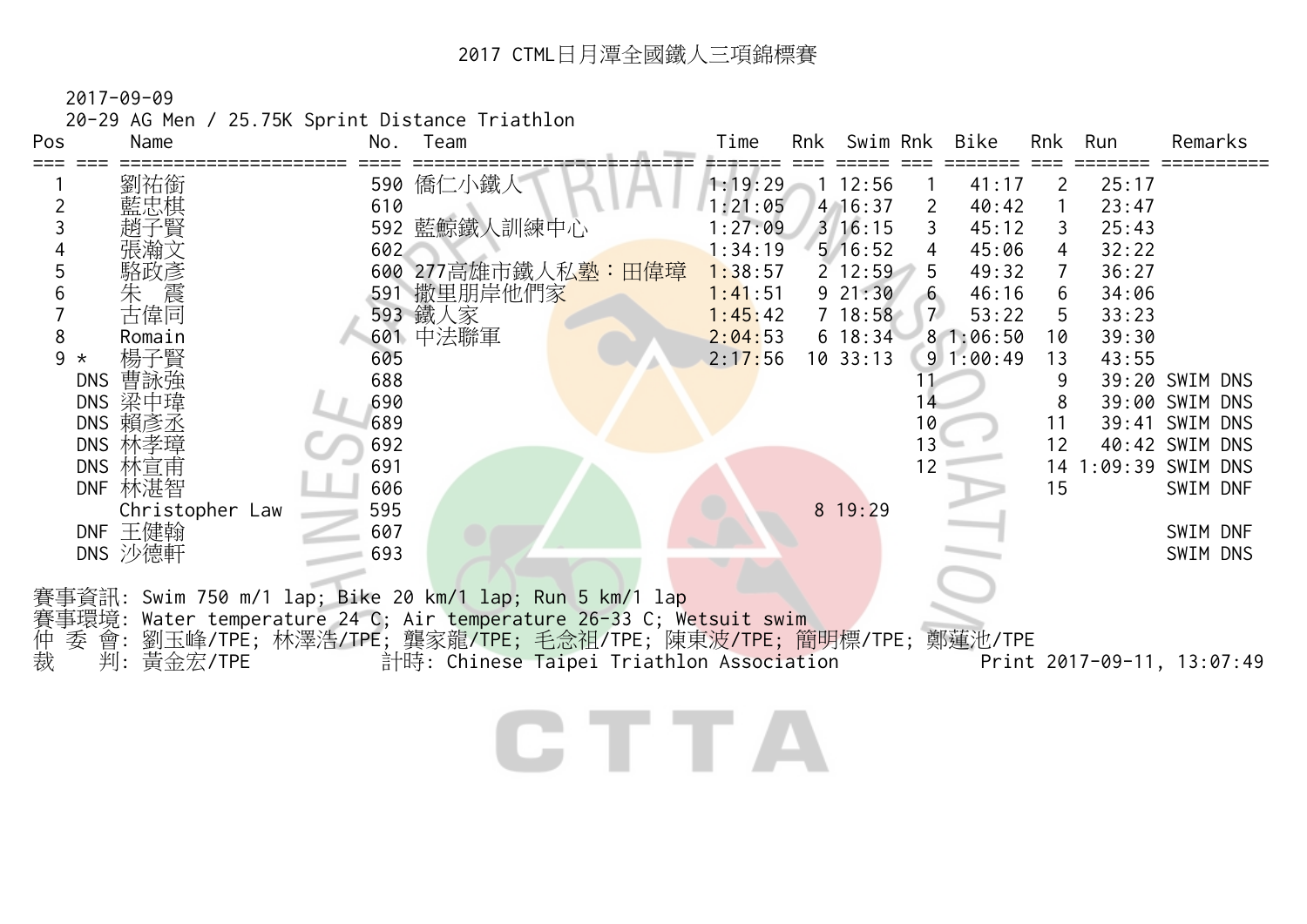# 2017 CTML日月潭全國鐵人三項錦標賽

2017-09-09

20-29 AG Men / 25.75K Sprint Distance Triathlon

| Pos | | Name | No. | Team | Time | Rnk | Swim | Rnk | Bike | Rnk | Run | Remarks |
|---|---|---|---|---|---|---|---|---|---|---|---|---|
| 1 | | 劉祐銜 | 590 | 僑仁小鐵人 | 1:19:29 | 1 | 12:56 | 1 | 41:17 | 2 | 25:17 | |
| 2 | | 藍忠棋 | 610 | | 1:21:05 | 4 | 16:37 | 2 | 40:42 | 1 | 23:47 | |
| 3 | | 趙子賢 | 592 | 藍鯨鐵人訓練中心 | 1:27:09 | 3 | 16:15 | 3 | 45:12 | 3 | 25:43 | |
| 4 | | 張瀚文 | 602 | | 1:34:19 | 5 | 16:52 | 4 | 45:06 | 4 | 32:22 | |
| 5 | | 駱政彥 | 600 | 277高雄市鐵人私塾：田偉璋 | 1:38:57 | 2 | 12:59 | 5 | 49:32 | 7 | 36:27 | |
| 6 | | 朱　震 | 591 | 撒里朋岸他們家 | 1:41:51 | 9 | 21:30 | 6 | 46:16 | 6 | 34:06 | |
| 7 | | 古偉同 | 593 | 鐵人家 | 1:45:42 | 7 | 18:58 | 7 | 53:22 | 5 | 33:23 | |
| 8 | | Romain | 601 | 中法聯軍 | 2:04:53 | 6 | 18:34 | 8 | 1:06:50 | 10 | 39:30 | |
| 9 | * | 楊子賢 | 605 | | 2:17:56 | 10 | 33:13 | 9 | 1:00:49 | 13 | 43:55 | |
| | DNS | 曹詠強 | 688 | | | | | 11 | | 9 | 39:20 | SWIM DNS |
| | DNS | 梁中瑋 | 690 | | | | | 14 | | 8 | 39:00 | SWIM DNS |
| | DNS | 賴彥丞 | 689 | | | | | 10 | | 11 | 39:41 | SWIM DNS |
| | DNS | 林孝璋 | 692 | | | | | 13 | | 12 | 40:42 | SWIM DNS |
| | DNS | 林宣甫 | 691 | | | | | 12 | | 14 | 1:09:39 | SWIM DNS |
| | DNF | 林湛智 | 606 | | | | | | | 15 | | SWIM DNF |
| | | Christopher Law | 595 | | | 8 | 19:29 | | | | | |
| | DNF | 王健翰 | 607 | | | | | | | | | SWIM DNF |
| | DNS | 沙德軒 | 693 | | | | | | | | | SWIM DNS |

賽事資訊: Swim 750 m/1 lap; Bike 20 km/1 lap; Run 5 km/1 lap

賽事環境: Water temperature 24 C; Air temperature 26-33 C; Wetsuit swim

仲 委 會: 劉玉峰/TPE; 林澤浩/TPE; 龔家龍/TPE; 毛念祖/TPE; 陳東波/TPE; 簡明標/TPE; 鄭蓮池/TPE

裁　判: 黃金宏/TPE　　計時: Chinese Taipei Triathlon Association　　Print 2017-09-11, 13:07:49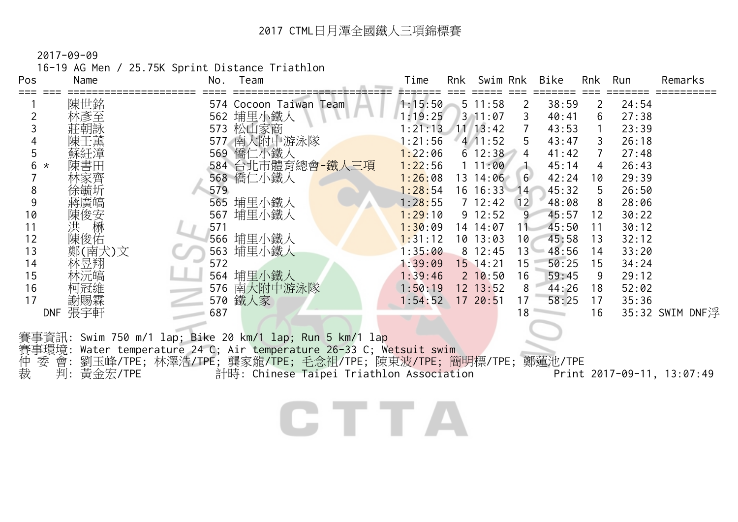# 2017 CTML日月潭全國鐵人三項錦標賽

2017-09-09

16-19 AG Men / 25.75K Sprint Distance Triathlon

| Pos | | Name | No. | Team | Time | Rnk | Swim | Rnk | Bike | Rnk | Run | Remarks |
|---|---|---|---|---|---|---|---|---|---|---|---|---|
| 1 | | 陳世銘 | 574 | Cocoon Taiwan Team | 1:15:50 | 5 | 11:58 | 2 | 38:59 | 2 | 24:54 | |
| 2 | | 林彥至 | 562 | 埔里小鐵人 | 1:19:25 | 3 | 11:07 | 3 | 40:41 | 6 | 27:38 | |
| 3 | | 莊朝詠 | 573 | 松山家商 | 1:21:13 | 11 | 13:42 | 7 | 43:53 | 1 | 23:39 | |
| 4 | | 陳王薰 | 577 | 南大附中游泳隊 | 1:21:56 | 4 | 11:52 | 5 | 43:47 | 3 | 26:18 | |
| 5 | | 蘇紝漳 | 569 | 僑仁小鐵人 | 1:22:06 | 6 | 12:38 | 4 | 41:42 | 7 | 27:48 | |
| 6 | * | 陳書田 | 584 | 台北市體育總會-鐵人三項 | 1:22:56 | 1 | 11:00 | 1 | 45:14 | 4 | 26:43 | |
| 7 | | 林家齊 | 568 | 僑仁小鐵人 | 1:26:08 | 13 | 14:06 | 6 | 42:24 | 10 | 29:39 | |
| 8 | | 徐毓圻 | 579 | | 1:28:54 | 16 | 16:33 | 14 | 45:32 | 5 | 26:50 | |
| 9 | | 蔣廣嶠 | 565 | 埔里小鐵人 | 1:28:55 | 7 | 12:42 | 12 | 48:08 | 8 | 28:06 | |
| 10 | | 陳俊安 | 567 | 埔里小鐵人 | 1:29:10 | 9 | 12:52 | 9 | 45:57 | 12 | 30:22 | |
| 11 | | 洪　琳 | 571 | | 1:30:09 | 14 | 14:07 | 11 | 45:50 | 11 | 30:12 | |
| 12 | | 陳俊佑 | 566 | 埔里小鐵人 | 1:31:12 | 10 | 13:03 | 10 | 45:58 | 13 | 32:12 | |
| 13 | | 鄭(南犬)文 | 563 | 埔里小鐵人 | 1:35:00 | 8 | 12:45 | 13 | 48:56 | 14 | 33:20 | |
| 14 | | 林昱翔 | 572 | | 1:39:09 | 15 | 14:21 | 15 | 50:25 | 15 | 34:24 | |
| 15 | | 林沅皜 | 564 | 埔里小鐵人 | 1:39:46 | 2 | 10:50 | 16 | 59:45 | 9 | 29:12 | |
| 16 | | 柯冠維 | 576 | 南大附中游泳隊 | 1:50:19 | 12 | 13:52 | 8 | 44:26 | 18 | 52:02 | |
| 17 | | 謝賜霖 | 570 | 鐵人家 | 1:54:52 | 17 | 20:51 | 17 | 58:25 | 17 | 35:36 | |
| | DNF | 張宇軒 | 687 | | | | | 18 | | 16 | 35:32 | SWIM DNF浮 |

賽事資訊: Swim 750 m/1 lap; Bike 20 km/1 lap; Run 5 km/1 lap

賽事環境: Water temperature 24 C; Air temperature 26-33 C; Wetsuit swim

仲 委 會: 劉玉峰/TPE; 林澤浩/TPE; 龔家龍/TPE; 毛念祖/TPE; 陳東波/TPE; 簡明標/TPE; 鄭蓮池/TPE

裁　 判: 黃金宏/TPE　　計時: Chinese Taipei Triathlon Association　　Print 2017-09-11, 13:07:49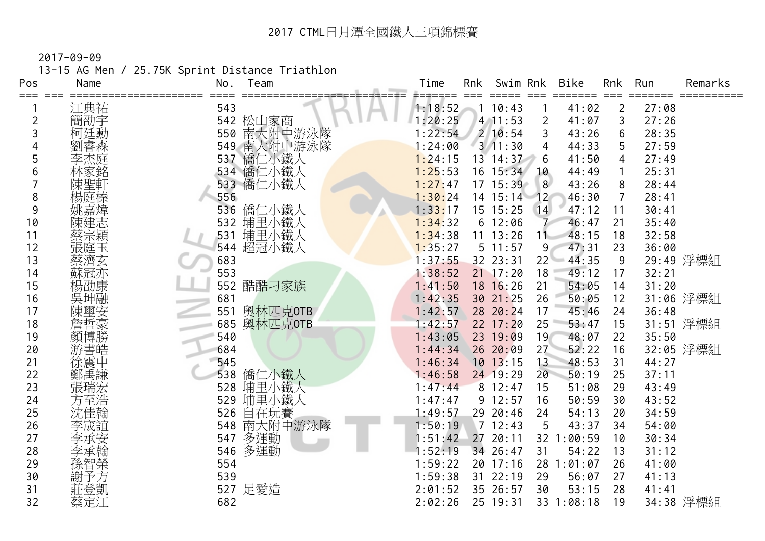# 2017 CTML日月潭全國鐵人三項錦標賽

2017-09-09

13-15 AG Men / 25.75K Sprint Distance Triathlon

| Pos | | Name | No. | Team | Time | Rnk | Swim | Rnk | Bike | Rnk | Run | Remarks |
|---|---|---|---|---|---|---|---|---|---|---|---|---|
| 1 | | 江典祐 | 543 | | 1:18:52 | 1 | 10:43 | 1 | 41:02 | 2 | 27:08 | |
| 2 | | 簡劭宇 | 542 | 松山家商 | 1:20:25 | 4 | 11:53 | 2 | 41:07 | 3 | 27:26 | |
| 3 | | 柯廷勳 | 550 | 南大附中游泳隊 | 1:22:54 | 2 | 10:54 | 3 | 43:26 | 6 | 28:35 | |
| 4 | | 劉睿森 | 549 | 南大附中游泳隊 | 1:24:00 | 3 | 11:30 | 4 | 44:33 | 5 | 27:59 | |
| 5 | | 李杰庭 | 537 | 僑仁小鐵人 | 1:24:15 | 13 | 14:37 | 6 | 41:50 | 4 | 27:49 | |
| 6 | | 林家銘 | 534 | 僑仁小鐵人 | 1:25:53 | 16 | 15:34 | 10 | 44:49 | 1 | 25:31 | |
| 7 | | 陳聖軒 | 533 | 僑仁小鐵人 | 1:27:47 | 17 | 15:39 | 8 | 43:26 | 8 | 28:44 | |
| 8 | | 楊庭榛 | 556 | | 1:30:24 | 14 | 15:14 | 12 | 46:30 | 7 | 28:41 | |
| 9 | | 姚嘉煒 | 536 | 僑仁小鐵人 | 1:33:17 | 15 | 15:25 | 14 | 47:12 | 11 | 30:41 | |
| 10 | | 陳建志 | 532 | 埔里小鐵人 | 1:34:32 | 6 | 12:06 | 7 | 46:47 | 21 | 35:40 | |
| 11 | | 蔡宗穎 | 531 | 埔里小鐵人 | 1:34:38 | 11 | 13:26 | 11 | 48:15 | 18 | 32:58 | |
| 12 | | 張廷玉 | 544 | 超冠小鐵人 | 1:35:27 | 5 | 11:57 | 9 | 47:31 | 23 | 36:00 | |
| 13 | | 蔡濟玄 | 683 | | 1:37:55 | 32 | 23:31 | 22 | 44:35 | 9 | 29:49 | 浮標組 |
| 14 | | 蘇冠亦 | 553 | | 1:38:52 | 21 | 17:20 | 18 | 49:12 | 17 | 32:21 | |
| 15 | | 楊劭康 | 552 | 酷酷刁家族 | 1:41:50 | 18 | 16:26 | 21 | 54:05 | 14 | 31:20 | |
| 16 | | 吳坤融 | 681 | | 1:42:35 | 30 | 21:25 | 26 | 50:05 | 12 | 31:06 | 浮標組 |
| 17 | | 陳璽安 | 551 | 奧林匹克OTB | 1:42:57 | 28 | 20:24 | 17 | 45:46 | 24 | 36:48 | |
| 18 | | 詹哲豪 | 685 | 奧林匹克OTB | 1:42:57 | 22 | 17:20 | 25 | 53:47 | 15 | 31:51 | 浮標組 |
| 19 | | 顏博勝 | 540 | | 1:43:05 | 23 | 19:09 | 19 | 48:07 | 22 | 35:50 | |
| 20 | | 游書皓 | 684 | | 1:44:34 | 26 | 20:09 | 27 | 52:22 | 16 | 32:05 | 浮標組 |
| 21 | | 徐震中 | 545 | | 1:46:34 | 10 | 13:15 | 13 | 48:53 | 31 | 44:27 | |
| 22 | | 鄭禹謙 | 538 | 僑仁小鐵人 | 1:46:58 | 24 | 19:29 | 20 | 50:19 | 25 | 37:11 | |
| 23 | | 張瑞宏 | 528 | 埔里小鐵人 | 1:47:44 | 8 | 12:47 | 15 | 51:08 | 29 | 43:49 | |
| 24 | | 方至浩 | 529 | 埔里小鐵人 | 1:47:47 | 9 | 12:57 | 16 | 50:59 | 30 | 43:52 | |
| 25 | | 沈佳翰 | 526 | 自在玩賽 | 1:49:57 | 29 | 20:46 | 24 | 54:13 | 20 | 34:59 | |
| 26 | | 李宬誼 | 548 | 南大附中游泳隊 | 1:50:19 | 7 | 12:43 | 5 | 43:37 | 34 | 54:00 | |
| 27 | | 李承安 | 547 | 多運動 | 1:51:42 | 27 | 20:11 | 32 | 1:00:59 | 10 | 30:34 | |
| 28 | | 李承翰 | 546 | 多運動 | 1:52:19 | 34 | 26:47 | 31 | 54:22 | 13 | 31:12 | |
| 29 | | 孫智榮 | 554 | | 1:59:22 | 20 | 17:16 | 28 | 1:01:07 | 26 | 41:00 | |
| 30 | | 謝予方 | 539 | | 1:59:38 | 31 | 22:19 | 29 | 56:07 | 27 | 41:13 | |
| 31 | | 莊登凱 | 527 | 足愛造 | 2:01:52 | 35 | 26:57 | 30 | 53:15 | 28 | 41:41 | |
| 32 | | 蔡定江 | 682 | | 2:02:26 | 25 | 19:31 | 33 | 1:08:18 | 19 | 34:38 | 浮標組 |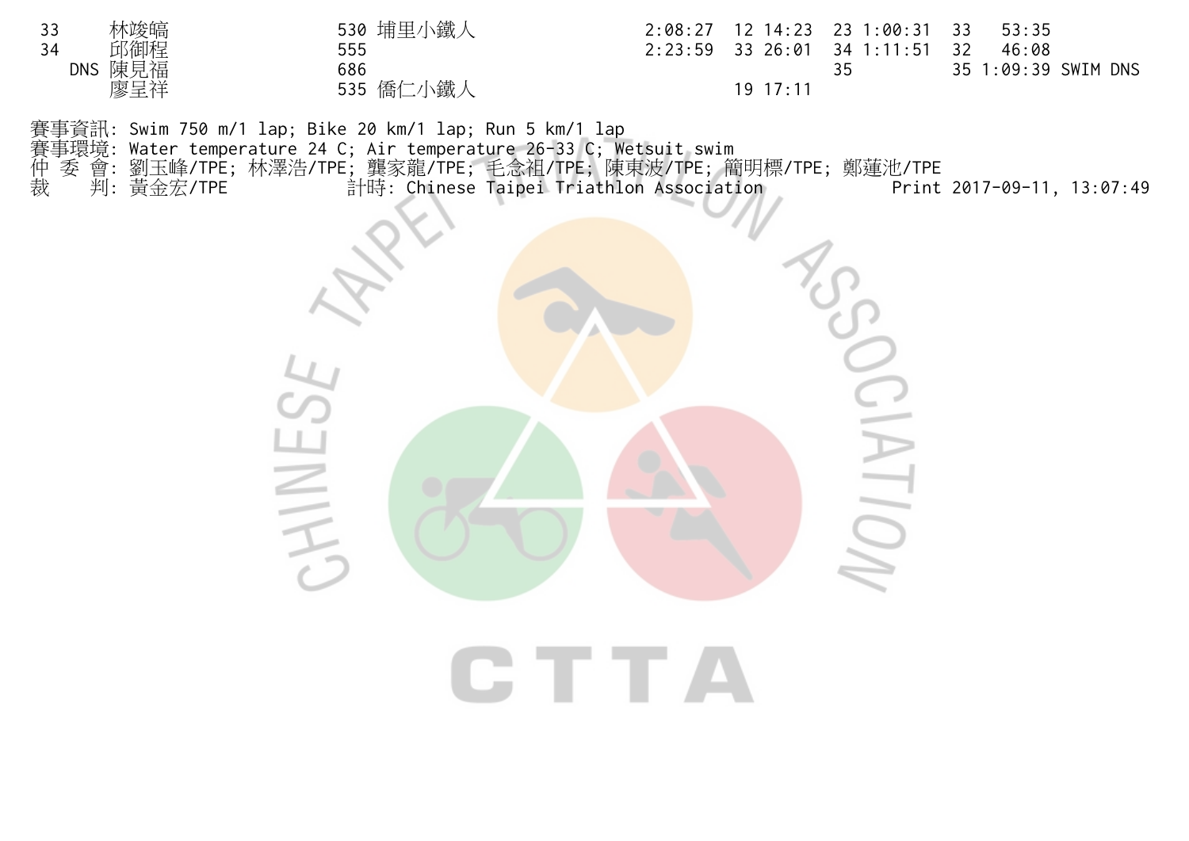| | | | | | | | | | | | | |
|---|---|---|---|---|---|---|---|---|---|---|---|---|
| 33 | 林浚皜 | 530 | 埔里小鐵人 | 2:08:27 | 12 | 14:23 | 23 | 1:00:31 | 33 | 53:35 | | |
| 34 | 邱御程 | 555 | | 2:23:59 | 33 | 26:01 | 34 | 1:11:51 | 32 | 46:08 | | |
| DNS | 陳見福 | 686 | | | | | 35 | | 35 | 1:09:39 | SWIM | DNS |
| | 廖呈祥 | 535 | 僑仁小鐵人 | | 19 | 17:11 | | | | | | |

賽事資訊: Swim 750 m/1 lap; Bike 20 km/1 lap; Run 5 km/1 lap

賽事環境: Water temperature 24 C; Air temperature 26-33 C; Wetsuit swim

仲 委 會: 劉玉峰/TPE; 林澤浩/TPE; 龔家龍/TPE; 毛念祖/TPE; 陳東波/TPE; 簡明標/TPE; 鄭蓮池/TPE

裁　 判: 黃金宏/TPE　　計時: Chinese Taipei Triathlon Association　　Print 2017-09-11, 13:07:49